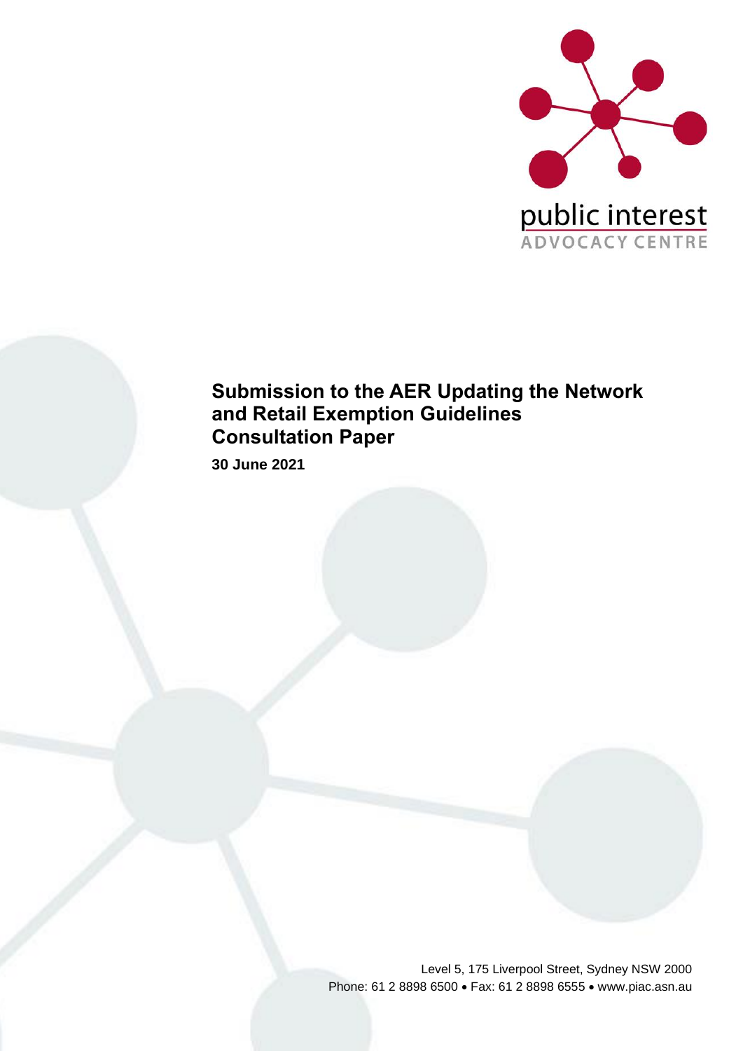public interest
ADVOCACY CENTRE

# Submission to the AER Updating the Network and Retail Exemption Guidelines Consultation Paper

**30 June 2021**

Level 5, 175 Liverpool Street, Sydney NSW 2000
Phone: 61 2 8898 6500 • Fax: 61 2 8898 6555 • www.piac.asn.au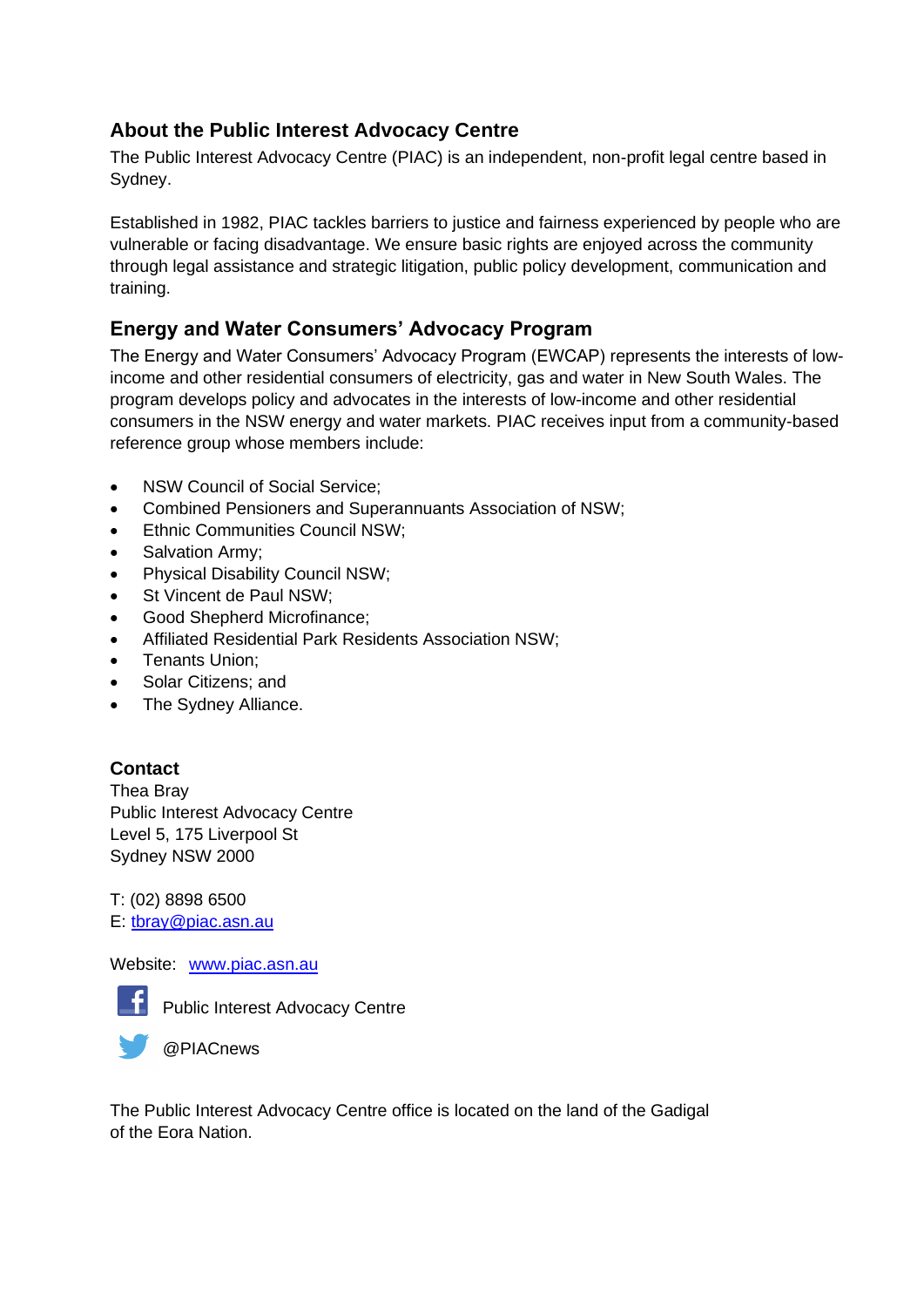## About the Public Interest Advocacy Centre

The Public Interest Advocacy Centre (PIAC) is an independent, non-profit legal centre based in Sydney.

Established in 1982, PIAC tackles barriers to justice and fairness experienced by people who are vulnerable or facing disadvantage. We ensure basic rights are enjoyed across the community through legal assistance and strategic litigation, public policy development, communication and training.

## Energy and Water Consumers' Advocacy Program

The Energy and Water Consumers' Advocacy Program (EWCAP) represents the interests of low-income and other residential consumers of electricity, gas and water in New South Wales. The program develops policy and advocates in the interests of low-income and other residential consumers in the NSW energy and water markets. PIAC receives input from a community-based reference group whose members include:

- NSW Council of Social Service;
- Combined Pensioners and Superannuants Association of NSW;
- Ethnic Communities Council NSW;
- Salvation Army;
- Physical Disability Council NSW;
- St Vincent de Paul NSW;
- Good Shepherd Microfinance;
- Affiliated Residential Park Residents Association NSW;
- Tenants Union;
- Solar Citizens; and
- The Sydney Alliance.

**Contact**

Thea Bray
Public Interest Advocacy Centre
Level 5, 175 Liverpool St
Sydney NSW 2000

T: (02) 8898 6500
E: tbray@piac.asn.au

Website: www.piac.asn.au

Public Interest Advocacy Centre

@PIACnews

The Public Interest Advocacy Centre office is located on the land of the Gadigal of the Eora Nation.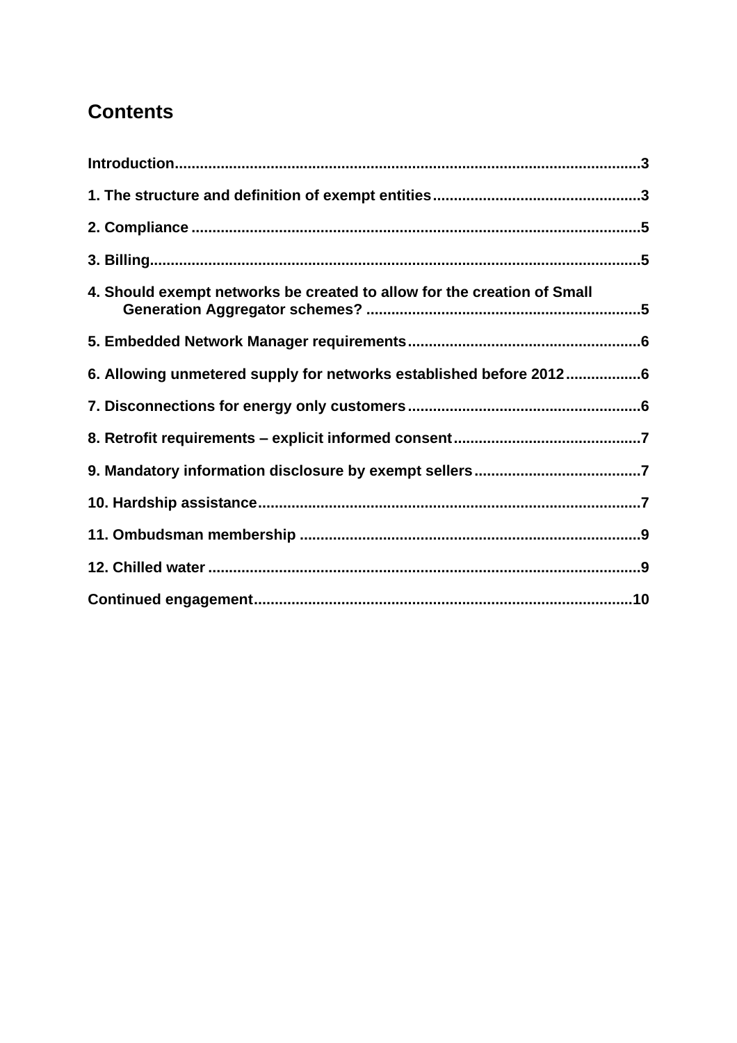## Contents

Introduction...3

1. The structure and definition of exempt entities...3

2. Compliance...5

3. Billing...5

4. Should exempt networks be created to allow for the creation of Small Generation Aggregator schemes?...5

5. Embedded Network Manager requirements...6

6. Allowing unmetered supply for networks established before 2012...6

7. Disconnections for energy only customers...6

8. Retrofit requirements – explicit informed consent...7

9. Mandatory information disclosure by exempt sellers...7

10. Hardship assistance...7

11. Ombudsman membership...9

12. Chilled water...9

Continued engagement...10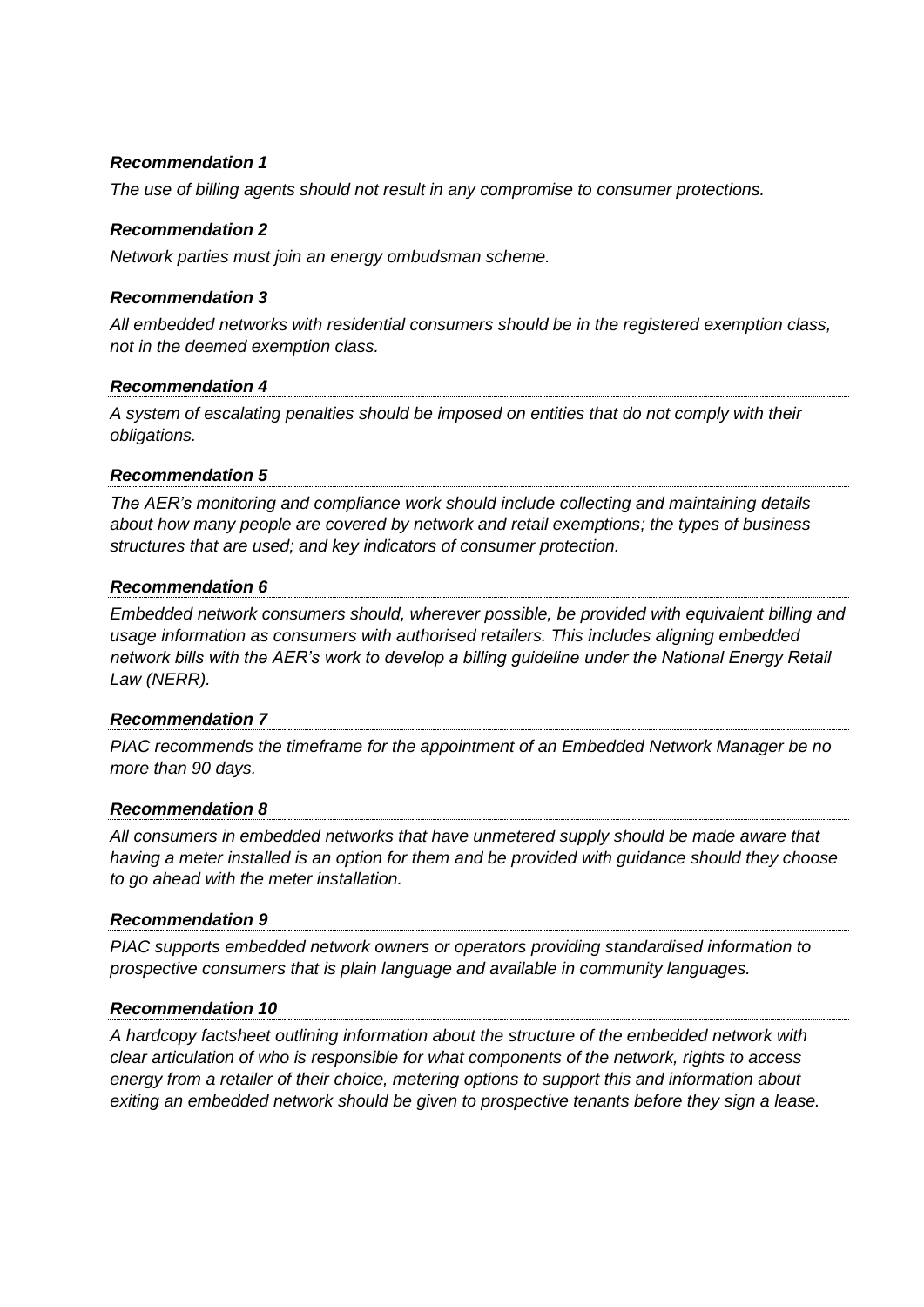***Recommendation 1***

*The use of billing agents should not result in any compromise to consumer protections.*

***Recommendation 2***

*Network parties must join an energy ombudsman scheme.*

***Recommendation 3***

*All embedded networks with residential consumers should be in the registered exemption class, not in the deemed exemption class.*

***Recommendation 4***

*A system of escalating penalties should be imposed on entities that do not comply with their obligations.*

***Recommendation 5***

*The AER's monitoring and compliance work should include collecting and maintaining details about how many people are covered by network and retail exemptions; the types of business structures that are used; and key indicators of consumer protection.*

***Recommendation 6***

*Embedded network consumers should, wherever possible, be provided with equivalent billing and usage information as consumers with authorised retailers. This includes aligning embedded network bills with the AER's work to develop a billing guideline under the National Energy Retail Law (NERR).*

***Recommendation 7***

*PIAC recommends the timeframe for the appointment of an Embedded Network Manager be no more than 90 days.*

***Recommendation 8***

*All consumers in embedded networks that have unmetered supply should be made aware that having a meter installed is an option for them and be provided with guidance should they choose to go ahead with the meter installation.*

***Recommendation 9***

*PIAC supports embedded network owners or operators providing standardised information to prospective consumers that is plain language and available in community languages.*

***Recommendation 10***

*A hardcopy factsheet outlining information about the structure of the embedded network with clear articulation of who is responsible for what components of the network, rights to access energy from a retailer of their choice, metering options to support this and information about exiting an embedded network should be given to prospective tenants before they sign a lease.*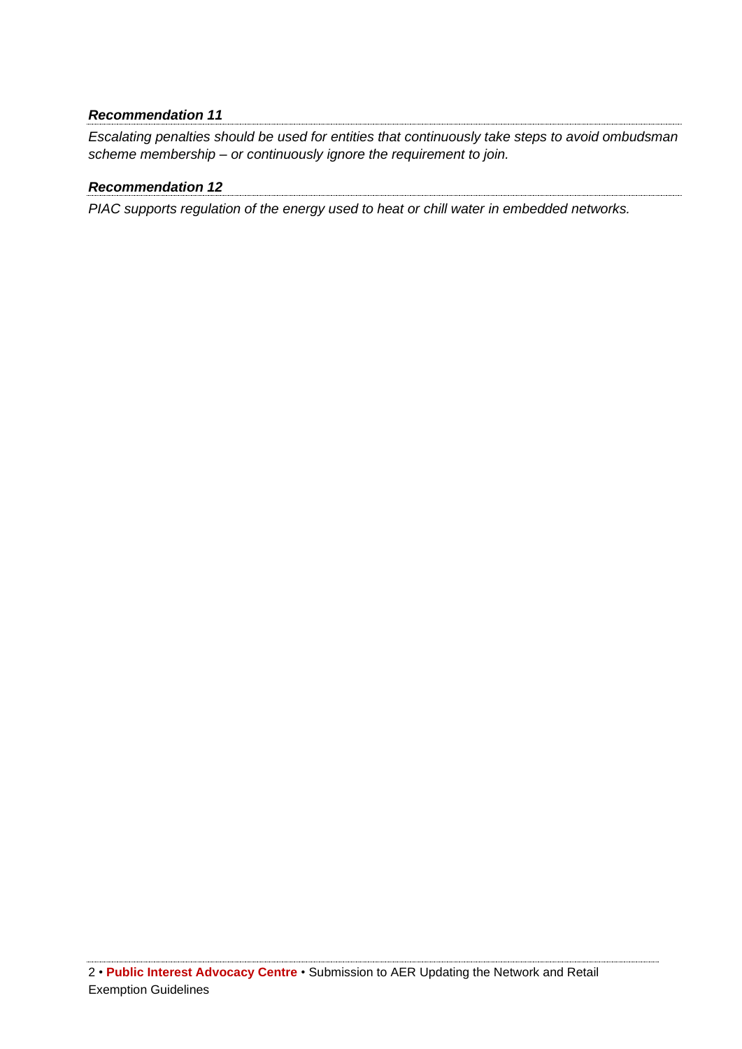***Recommendation 11***

*Escalating penalties should be used for entities that continuously take steps to avoid ombudsman scheme membership – or continuously ignore the requirement to join.*

***Recommendation 12***

*PIAC supports regulation of the energy used to heat or chill water in embedded networks.*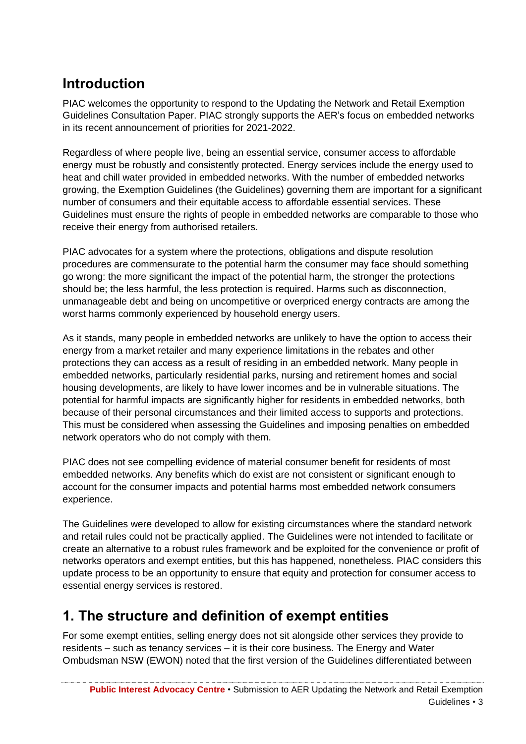## Introduction

PIAC welcomes the opportunity to respond to the Updating the Network and Retail Exemption Guidelines Consultation Paper. PIAC strongly supports the AER's focus on embedded networks in its recent announcement of priorities for 2021-2022.

Regardless of where people live, being an essential service, consumer access to affordable energy must be robustly and consistently protected. Energy services include the energy used to heat and chill water provided in embedded networks. With the number of embedded networks growing, the Exemption Guidelines (the Guidelines) governing them are important for a significant number of consumers and their equitable access to affordable essential services. These Guidelines must ensure the rights of people in embedded networks are comparable to those who receive their energy from authorised retailers.

PIAC advocates for a system where the protections, obligations and dispute resolution procedures are commensurate to the potential harm the consumer may face should something go wrong: the more significant the impact of the potential harm, the stronger the protections should be; the less harmful, the less protection is required. Harms such as disconnection, unmanageable debt and being on uncompetitive or overpriced energy contracts are among the worst harms commonly experienced by household energy users.

As it stands, many people in embedded networks are unlikely to have the option to access their energy from a market retailer and many experience limitations in the rebates and other protections they can access as a result of residing in an embedded network. Many people in embedded networks, particularly residential parks, nursing and retirement homes and social housing developments, are likely to have lower incomes and be in vulnerable situations. The potential for harmful impacts are significantly higher for residents in embedded networks, both because of their personal circumstances and their limited access to supports and protections. This must be considered when assessing the Guidelines and imposing penalties on embedded network operators who do not comply with them.

PIAC does not see compelling evidence of material consumer benefit for residents of most embedded networks. Any benefits which do exist are not consistent or significant enough to account for the consumer impacts and potential harms most embedded network consumers experience.

The Guidelines were developed to allow for existing circumstances where the standard network and retail rules could not be practically applied. The Guidelines were not intended to facilitate or create an alternative to a robust rules framework and be exploited for the convenience or profit of networks operators and exempt entities, but this has happened, nonetheless. PIAC considers this update process to be an opportunity to ensure that equity and protection for consumer access to essential energy services is restored.

## 1. The structure and definition of exempt entities

For some exempt entities, selling energy does not sit alongside other services they provide to residents – such as tenancy services – it is their core business. The Energy and Water Ombudsman NSW (EWON) noted that the first version of the Guidelines differentiated between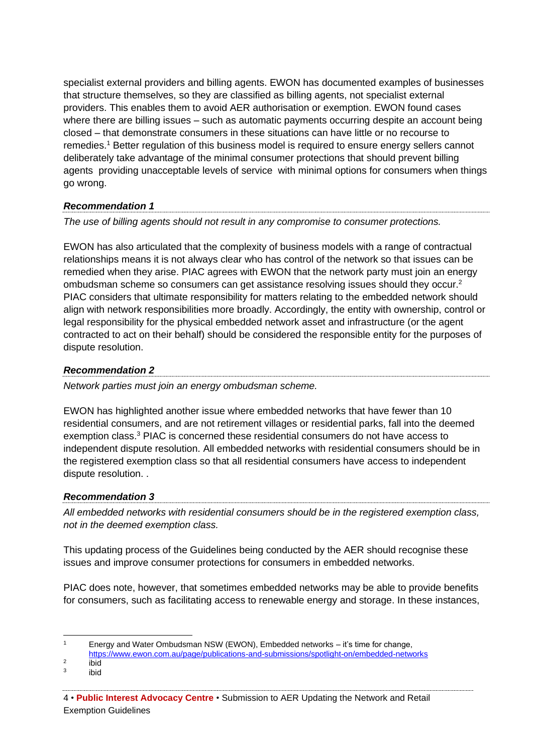specialist external providers and billing agents. EWON has documented examples of businesses that structure themselves, so they are classified as billing agents, not specialist external providers. This enables them to avoid AER authorisation or exemption. EWON found cases where there are billing issues – such as automatic payments occurring despite an account being closed – that demonstrate consumers in these situations can have little or no recourse to remedies.[1] Better regulation of this business model is required to ensure energy sellers cannot deliberately take advantage of the minimal consumer protections that should prevent billing agents providing unacceptable levels of service with minimal options for consumers when things go wrong.

***Recommendation 1***

*The use of billing agents should not result in any compromise to consumer protections.*

EWON has also articulated that the complexity of business models with a range of contractual relationships means it is not always clear who has control of the network so that issues can be remedied when they arise. PIAC agrees with EWON that the network party must join an energy ombudsman scheme so consumers can get assistance resolving issues should they occur.[2] PIAC considers that ultimate responsibility for matters relating to the embedded network should align with network responsibilities more broadly. Accordingly, the entity with ownership, control or legal responsibility for the physical embedded network asset and infrastructure (or the agent contracted to act on their behalf) should be considered the responsible entity for the purposes of dispute resolution.

***Recommendation 2***

*Network parties must join an energy ombudsman scheme.*

EWON has highlighted another issue where embedded networks that have fewer than 10 residential consumers, and are not retirement villages or residential parks, fall into the deemed exemption class.[3] PIAC is concerned these residential consumers do not have access to independent dispute resolution. All embedded networks with residential consumers should be in the registered exemption class so that all residential consumers have access to independent dispute resolution. .

***Recommendation 3***

*All embedded networks with residential consumers should be in the registered exemption class, not in the deemed exemption class.*

This updating process of the Guidelines being conducted by the AER should recognise these issues and improve consumer protections for consumers in embedded networks.

PIAC does note, however, that sometimes embedded networks may be able to provide benefits for consumers, such as facilitating access to renewable energy and storage. In these instances,

---

[1] Energy and Water Ombudsman NSW (EWON), Embedded networks – it's time for change, https://www.ewon.com.au/page/publications-and-submissions/spotlight-on/embedded-networks

[2] ibid

[3] ibid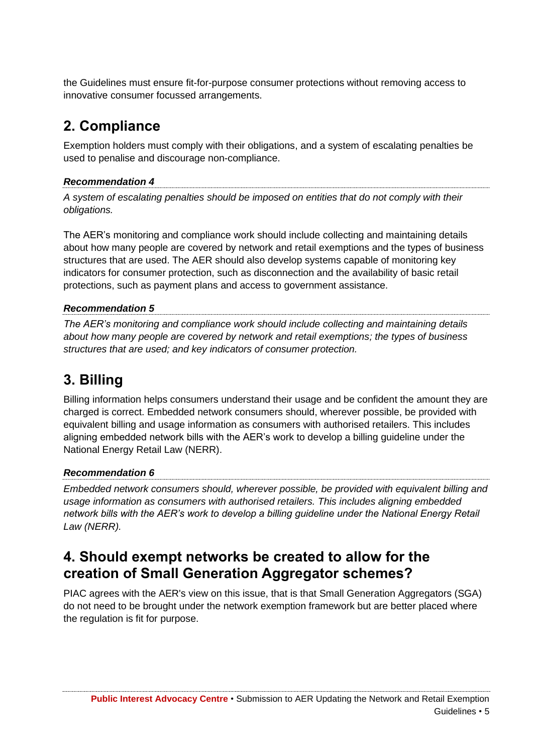the Guidelines must ensure fit-for-purpose consumer protections without removing access to innovative consumer focussed arrangements.

## 2. Compliance

Exemption holders must comply with their obligations, and a system of escalating penalties be used to penalise and discourage non-compliance.

***Recommendation 4***

*A system of escalating penalties should be imposed on entities that do not comply with their obligations.*

The AER's monitoring and compliance work should include collecting and maintaining details about how many people are covered by network and retail exemptions and the types of business structures that are used. The AER should also develop systems capable of monitoring key indicators for consumer protection, such as disconnection and the availability of basic retail protections, such as payment plans and access to government assistance.

***Recommendation 5***

*The AER's monitoring and compliance work should include collecting and maintaining details about how many people are covered by network and retail exemptions; the types of business structures that are used; and key indicators of consumer protection.*

## 3. Billing

Billing information helps consumers understand their usage and be confident the amount they are charged is correct. Embedded network consumers should, wherever possible, be provided with equivalent billing and usage information as consumers with authorised retailers. This includes aligning embedded network bills with the AER's work to develop a billing guideline under the National Energy Retail Law (NERR).

***Recommendation 6***

*Embedded network consumers should, wherever possible, be provided with equivalent billing and usage information as consumers with authorised retailers. This includes aligning embedded network bills with the AER's work to develop a billing guideline under the National Energy Retail Law (NERR).*

## 4. Should exempt networks be created to allow for the creation of Small Generation Aggregator schemes?

PIAC agrees with the AER's view on this issue, that is that Small Generation Aggregators (SGA) do not need to be brought under the network exemption framework but are better placed where the regulation is fit for purpose.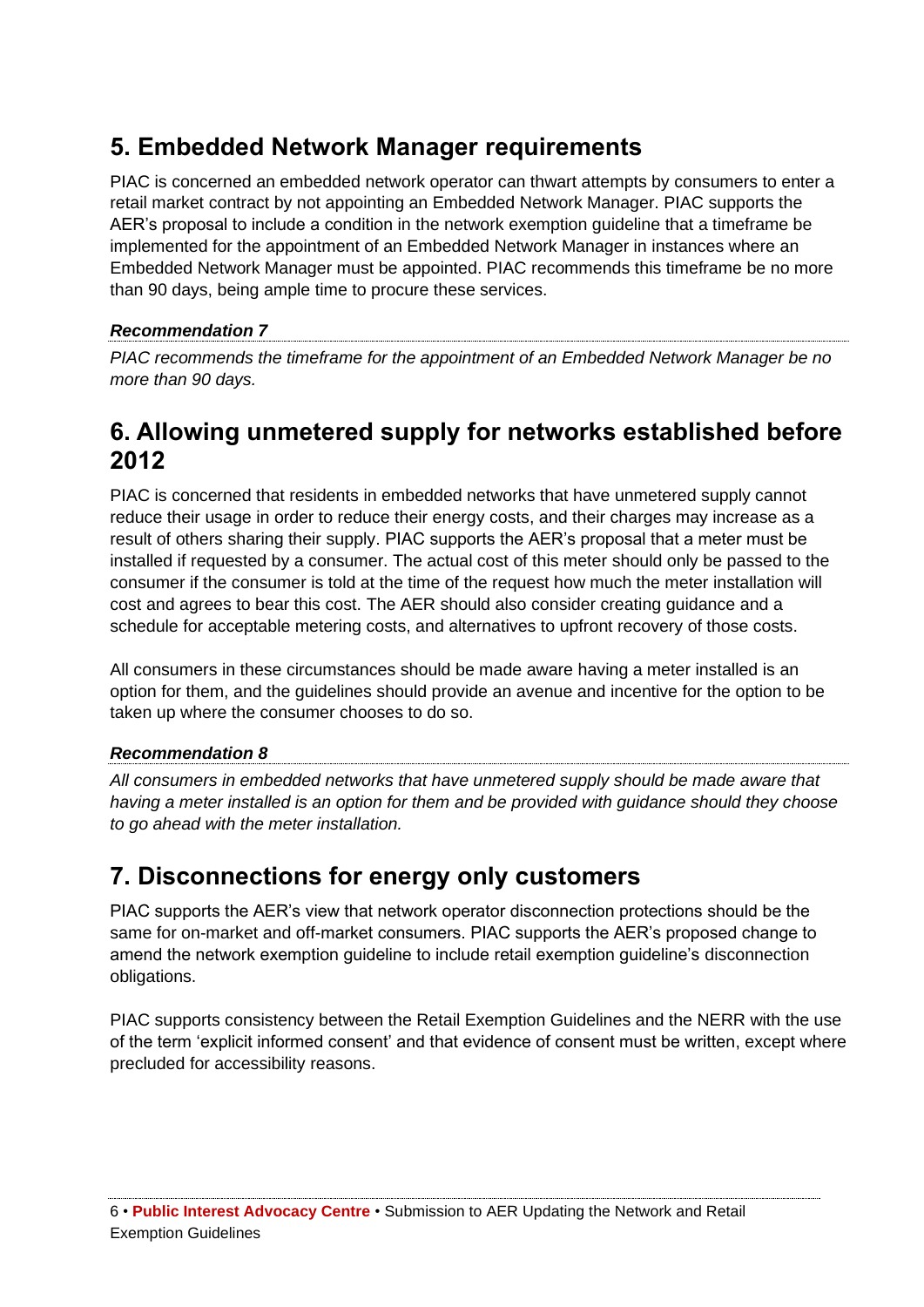## 5. Embedded Network Manager requirements

PIAC is concerned an embedded network operator can thwart attempts by consumers to enter a retail market contract by not appointing an Embedded Network Manager. PIAC supports the AER's proposal to include a condition in the network exemption guideline that a timeframe be implemented for the appointment of an Embedded Network Manager in instances where an Embedded Network Manager must be appointed. PIAC recommends this timeframe be no more than 90 days, being ample time to procure these services.

***Recommendation 7***

*PIAC recommends the timeframe for the appointment of an Embedded Network Manager be no more than 90 days.*

## 6. Allowing unmetered supply for networks established before 2012

PIAC is concerned that residents in embedded networks that have unmetered supply cannot reduce their usage in order to reduce their energy costs, and their charges may increase as a result of others sharing their supply. PIAC supports the AER's proposal that a meter must be installed if requested by a consumer. The actual cost of this meter should only be passed to the consumer if the consumer is told at the time of the request how much the meter installation will cost and agrees to bear this cost. The AER should also consider creating guidance and a schedule for acceptable metering costs, and alternatives to upfront recovery of those costs.

All consumers in these circumstances should be made aware having a meter installed is an option for them, and the guidelines should provide an avenue and incentive for the option to be taken up where the consumer chooses to do so.

***Recommendation 8***

*All consumers in embedded networks that have unmetered supply should be made aware that having a meter installed is an option for them and be provided with guidance should they choose to go ahead with the meter installation.*

## 7. Disconnections for energy only customers

PIAC supports the AER's view that network operator disconnection protections should be the same for on-market and off-market consumers. PIAC supports the AER's proposed change to amend the network exemption guideline to include retail exemption guideline's disconnection obligations.

PIAC supports consistency between the Retail Exemption Guidelines and the NERR with the use of the term 'explicit informed consent' and that evidence of consent must be written, except where precluded for accessibility reasons.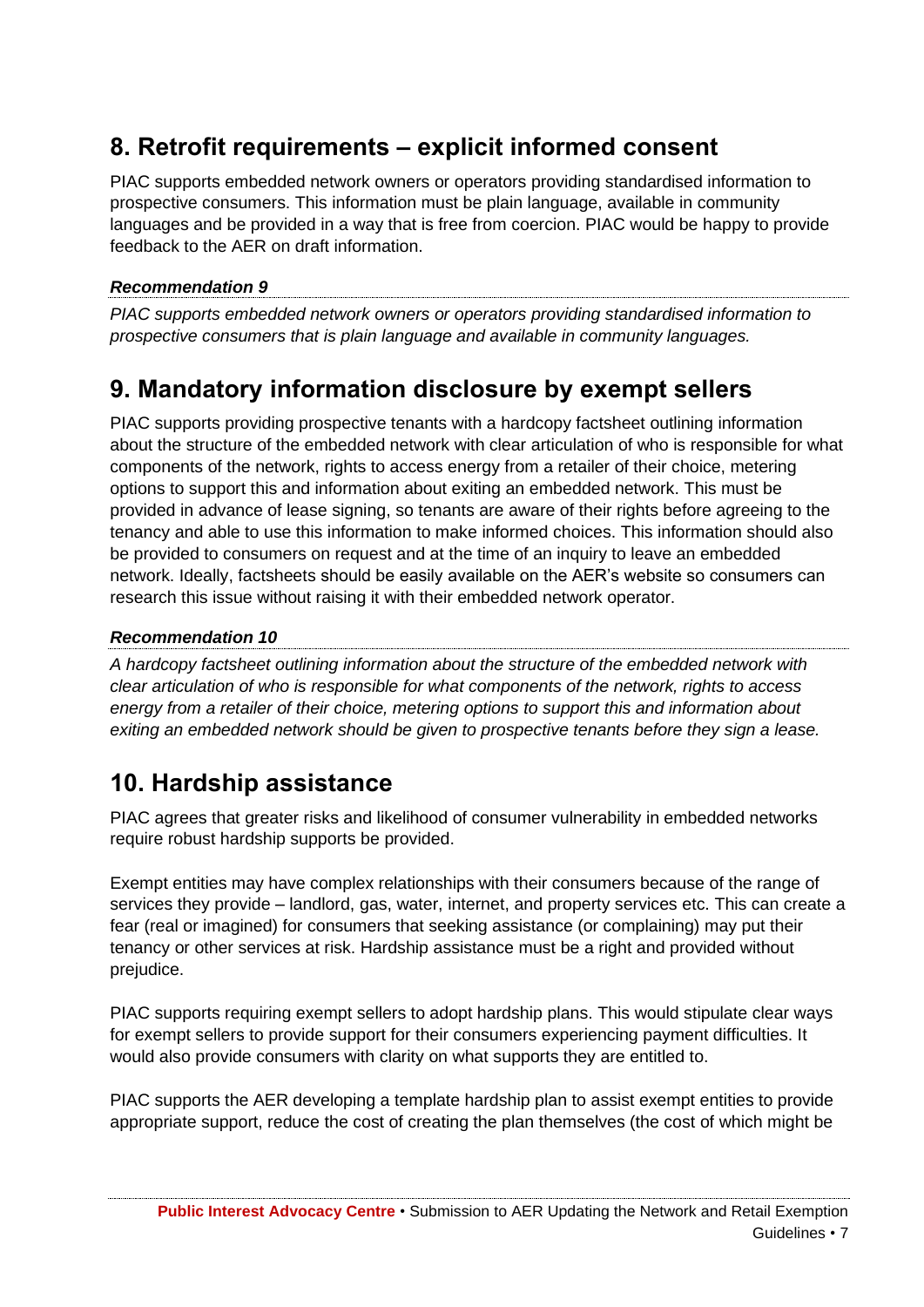## 8. Retrofit requirements – explicit informed consent

PIAC supports embedded network owners or operators providing standardised information to prospective consumers. This information must be plain language, available in community languages and be provided in a way that is free from coercion. PIAC would be happy to provide feedback to the AER on draft information.

#### *Recommendation 9*

*PIAC supports embedded network owners or operators providing standardised information to prospective consumers that is plain language and available in community languages.*

## 9. Mandatory information disclosure by exempt sellers

PIAC supports providing prospective tenants with a hardcopy factsheet outlining information about the structure of the embedded network with clear articulation of who is responsible for what components of the network, rights to access energy from a retailer of their choice, metering options to support this and information about exiting an embedded network. This must be provided in advance of lease signing, so tenants are aware of their rights before agreeing to the tenancy and able to use this information to make informed choices. This information should also be provided to consumers on request and at the time of an inquiry to leave an embedded network. Ideally, factsheets should be easily available on the AER's website so consumers can research this issue without raising it with their embedded network operator.

#### *Recommendation 10*

*A hardcopy factsheet outlining information about the structure of the embedded network with clear articulation of who is responsible for what components of the network, rights to access energy from a retailer of their choice, metering options to support this and information about exiting an embedded network should be given to prospective tenants before they sign a lease.*

## 10. Hardship assistance

PIAC agrees that greater risks and likelihood of consumer vulnerability in embedded networks require robust hardship supports be provided.

Exempt entities may have complex relationships with their consumers because of the range of services they provide – landlord, gas, water, internet, and property services etc. This can create a fear (real or imagined) for consumers that seeking assistance (or complaining) may put their tenancy or other services at risk. Hardship assistance must be a right and provided without prejudice.

PIAC supports requiring exempt sellers to adopt hardship plans. This would stipulate clear ways for exempt sellers to provide support for their consumers experiencing payment difficulties. It would also provide consumers with clarity on what supports they are entitled to.

PIAC supports the AER developing a template hardship plan to assist exempt entities to provide appropriate support, reduce the cost of creating the plan themselves (the cost of which might be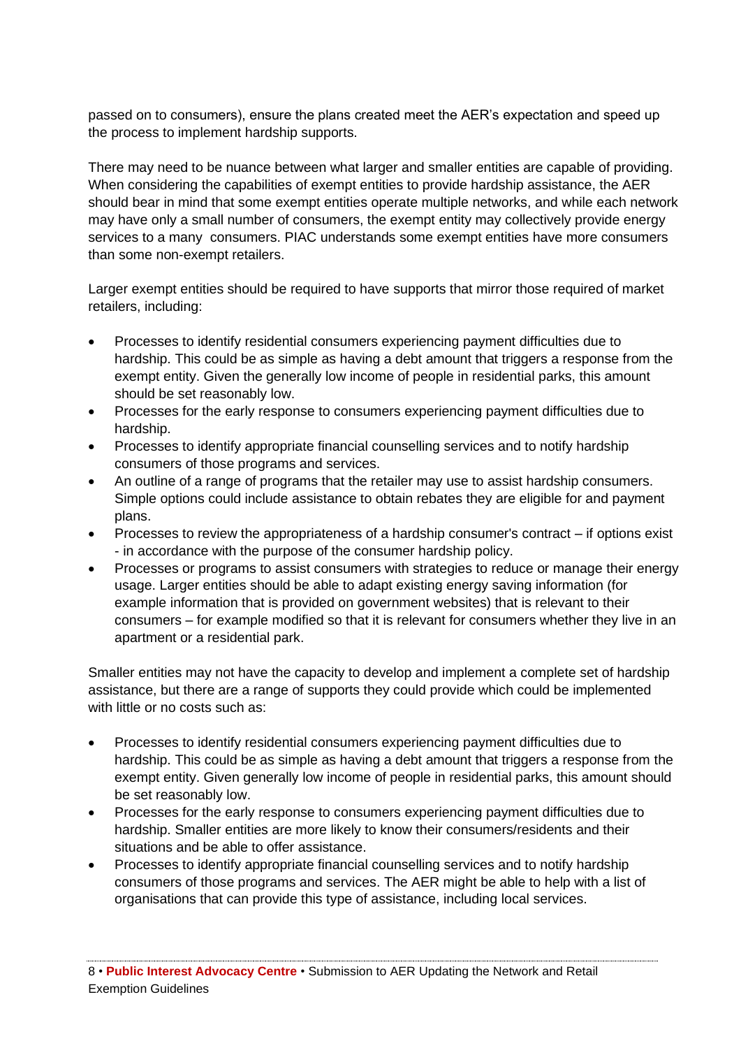passed on to consumers), ensure the plans created meet the AER's expectation and speed up the process to implement hardship supports.

There may need to be nuance between what larger and smaller entities are capable of providing. When considering the capabilities of exempt entities to provide hardship assistance, the AER should bear in mind that some exempt entities operate multiple networks, and while each network may have only a small number of consumers, the exempt entity may collectively provide energy services to a many consumers. PIAC understands some exempt entities have more consumers than some non-exempt retailers.

Larger exempt entities should be required to have supports that mirror those required of market retailers, including:

- Processes to identify residential consumers experiencing payment difficulties due to hardship. This could be as simple as having a debt amount that triggers a response from the exempt entity. Given the generally low income of people in residential parks, this amount should be set reasonably low.
- Processes for the early response to consumers experiencing payment difficulties due to hardship.
- Processes to identify appropriate financial counselling services and to notify hardship consumers of those programs and services.
- An outline of a range of programs that the retailer may use to assist hardship consumers. Simple options could include assistance to obtain rebates they are eligible for and payment plans.
- Processes to review the appropriateness of a hardship consumer's contract – if options exist - in accordance with the purpose of the consumer hardship policy.
- Processes or programs to assist consumers with strategies to reduce or manage their energy usage. Larger entities should be able to adapt existing energy saving information (for example information that is provided on government websites) that is relevant to their consumers – for example modified so that it is relevant for consumers whether they live in an apartment or a residential park.

Smaller entities may not have the capacity to develop and implement a complete set of hardship assistance, but there are a range of supports they could provide which could be implemented with little or no costs such as:

- Processes to identify residential consumers experiencing payment difficulties due to hardship. This could be as simple as having a debt amount that triggers a response from the exempt entity. Given generally low income of people in residential parks, this amount should be set reasonably low.
- Processes for the early response to consumers experiencing payment difficulties due to hardship. Smaller entities are more likely to know their consumers/residents and their situations and be able to offer assistance.
- Processes to identify appropriate financial counselling services and to notify hardship consumers of those programs and services. The AER might be able to help with a list of organisations that can provide this type of assistance, including local services.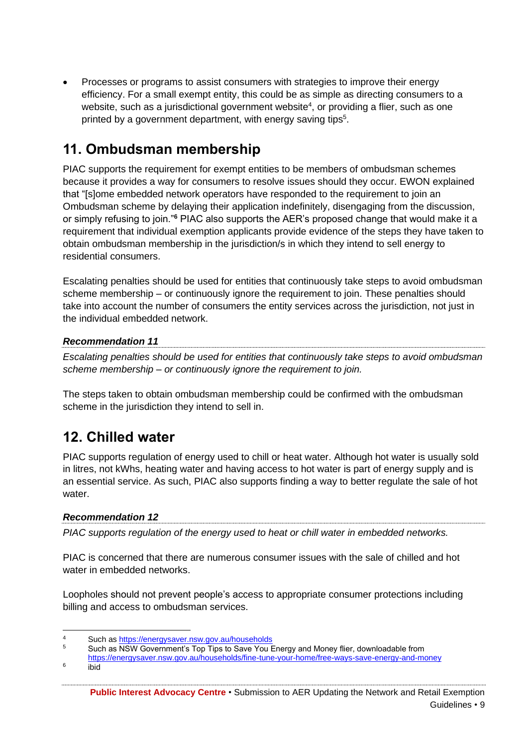- Processes or programs to assist consumers with strategies to improve their energy efficiency. For a small exempt entity, this could be as simple as directing consumers to a website, such as a jurisdictional government website[4], or providing a flier, such as one printed by a government department, with energy saving tips[5].

## 11. Ombudsman membership

PIAC supports the requirement for exempt entities to be members of ombudsman schemes because it provides a way for consumers to resolve issues should they occur. EWON explained that "[s]ome embedded network operators have responded to the requirement to join an Ombudsman scheme by delaying their application indefinitely, disengaging from the discussion, or simply refusing to join."[6] PIAC also supports the AER's proposed change that would make it a requirement that individual exemption applicants provide evidence of the steps they have taken to obtain ombudsman membership in the jurisdiction/s in which they intend to sell energy to residential consumers.

Escalating penalties should be used for entities that continuously take steps to avoid ombudsman scheme membership – or continuously ignore the requirement to join. These penalties should take into account the number of consumers the entity services across the jurisdiction, not just in the individual embedded network.

***Recommendation 11***

*Escalating penalties should be used for entities that continuously take steps to avoid ombudsman scheme membership – or continuously ignore the requirement to join.*

The steps taken to obtain ombudsman membership could be confirmed with the ombudsman scheme in the jurisdiction they intend to sell in.

## 12. Chilled water

PIAC supports regulation of energy used to chill or heat water. Although hot water is usually sold in litres, not kWhs, heating water and having access to hot water is part of energy supply and is an essential service. As such, PIAC also supports finding a way to better regulate the sale of hot water.

***Recommendation 12***

*PIAC supports regulation of the energy used to heat or chill water in embedded networks.*

PIAC is concerned that there are numerous consumer issues with the sale of chilled and hot water in embedded networks.

Loopholes should not prevent people's access to appropriate consumer protections including billing and access to ombudsman services.

---

[4] Such as https://energysaver.nsw.gov.au/households

[5] Such as NSW Government's Top Tips to Save You Energy and Money flier, downloadable from https://energysaver.nsw.gov.au/households/fine-tune-your-home/free-ways-save-energy-and-money

[6] ibid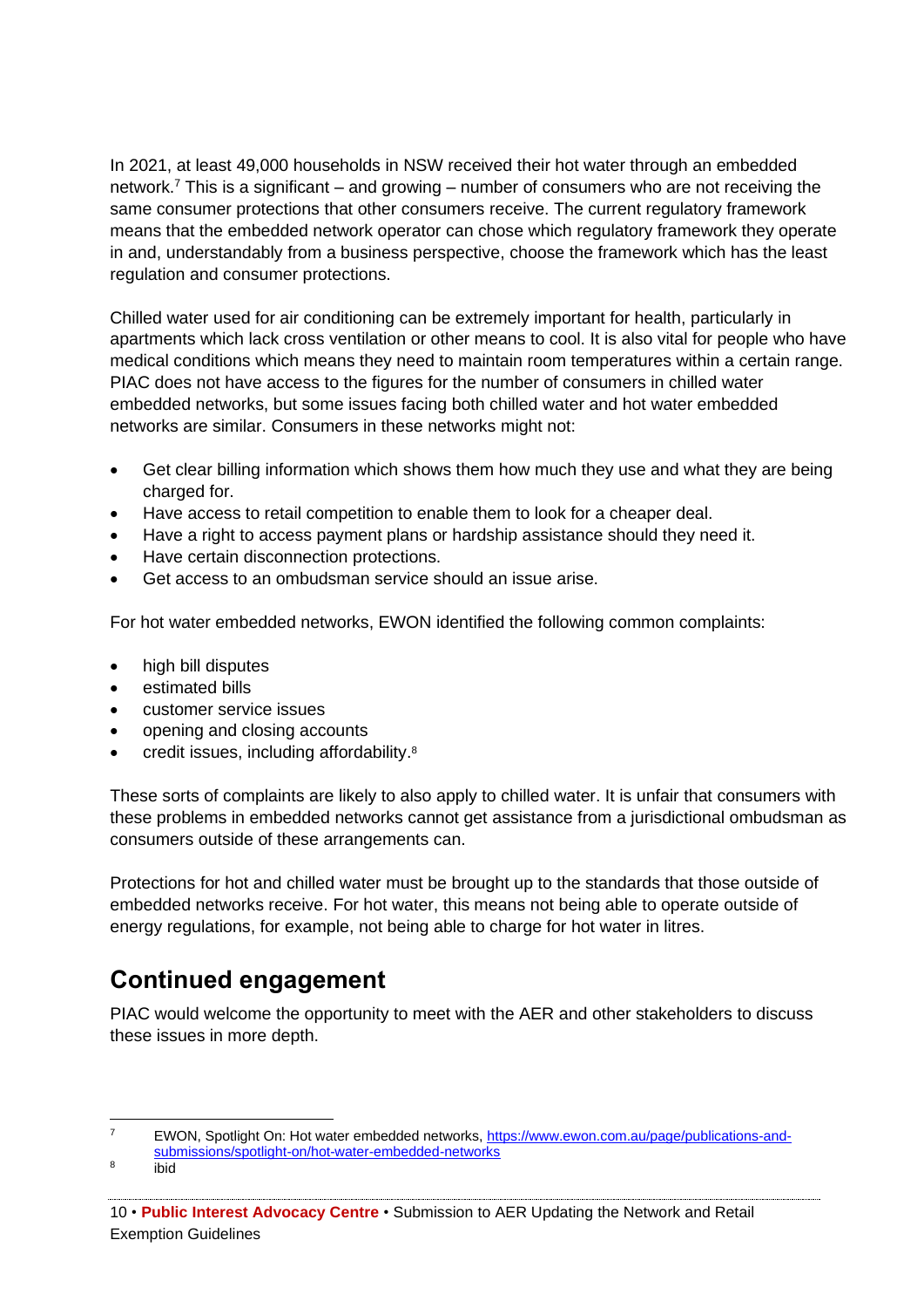In 2021, at least 49,000 households in NSW received their hot water through an embedded network.[7] This is a significant – and growing – number of consumers who are not receiving the same consumer protections that other consumers receive. The current regulatory framework means that the embedded network operator can chose which regulatory framework they operate in and, understandably from a business perspective, choose the framework which has the least regulation and consumer protections.

Chilled water used for air conditioning can be extremely important for health, particularly in apartments which lack cross ventilation or other means to cool. It is also vital for people who have medical conditions which means they need to maintain room temperatures within a certain range. PIAC does not have access to the figures for the number of consumers in chilled water embedded networks, but some issues facing both chilled water and hot water embedded networks are similar. Consumers in these networks might not:

- Get clear billing information which shows them how much they use and what they are being charged for.
- Have access to retail competition to enable them to look for a cheaper deal.
- Have a right to access payment plans or hardship assistance should they need it.
- Have certain disconnection protections.
- Get access to an ombudsman service should an issue arise.

For hot water embedded networks, EWON identified the following common complaints:

- high bill disputes
- estimated bills
- customer service issues
- opening and closing accounts
- credit issues, including affordability.[8]

These sorts of complaints are likely to also apply to chilled water. It is unfair that consumers with these problems in embedded networks cannot get assistance from a jurisdictional ombudsman as consumers outside of these arrangements can.

Protections for hot and chilled water must be brought up to the standards that those outside of embedded networks receive. For hot water, this means not being able to operate outside of energy regulations, for example, not being able to charge for hot water in litres.

## Continued engagement

PIAC would welcome the opportunity to meet with the AER and other stakeholders to discuss these issues in more depth.

---

[7] EWON, Spotlight On: Hot water embedded networks, https://www.ewon.com.au/page/publications-and-submissions/spotlight-on/hot-water-embedded-networks

[8] ibid